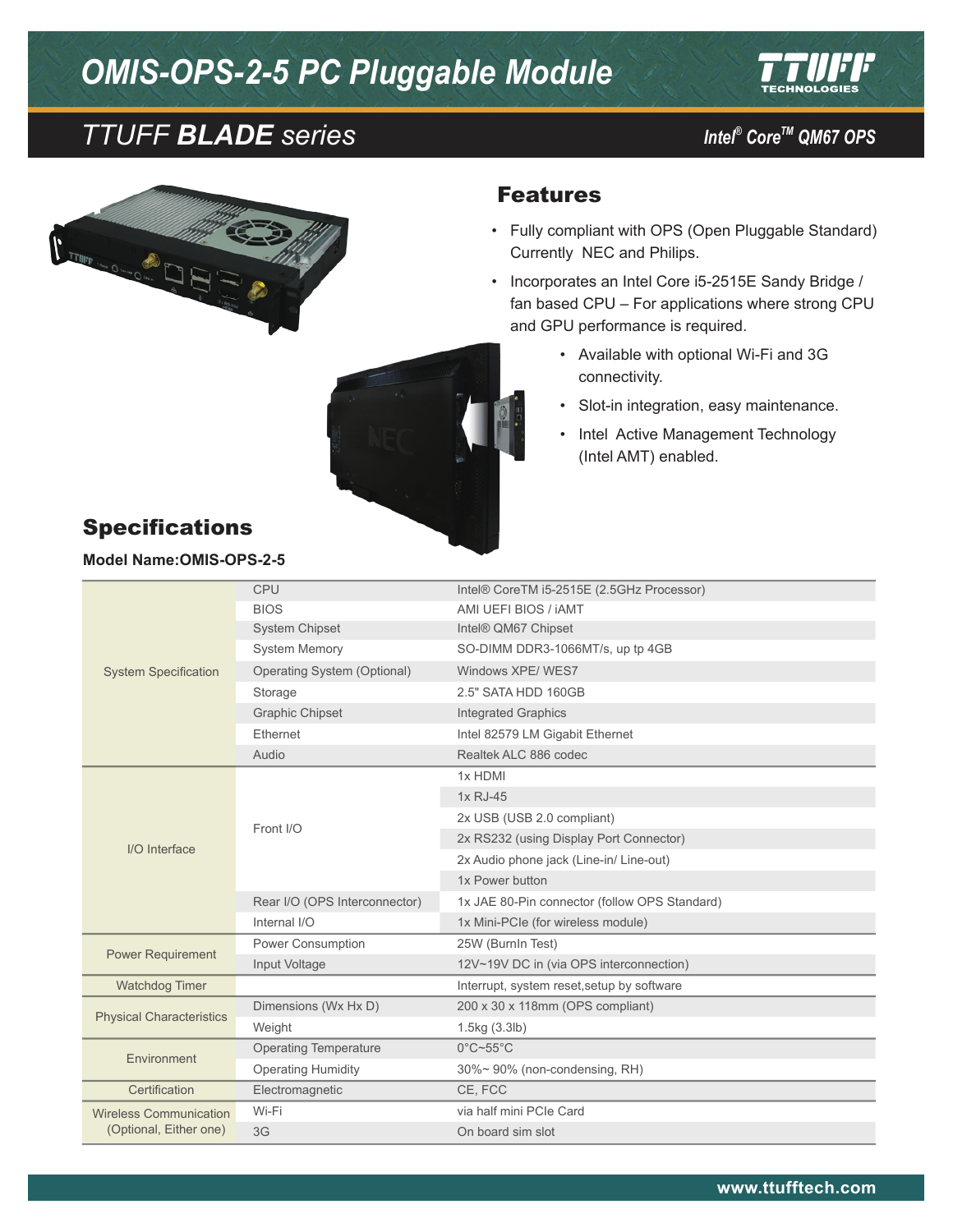# OMIS-OPS-2-5 PC Pluggable Module

## TTUFF **BLADE** series

**Intel® Core™ QM67 OPS**

## Features

- Fully compliant with OPS (Open Pluggable Standard) Currently NEC and Philips.
- Incorporates an Intel Core i5-2515E Sandy Bridge / fan based CPU – For applications where strong CPU and GPU performance is required.
- Available with optional Wi-Fi and 3G connectivity.
- Slot-in integration, easy maintenance.
- Intel Active Management Technology (Intel AMT) enabled.

## Specifications

**Model Name:OMIS-OPS-2-5**

| | | |
|---|---|---|
| System Specification | CPU | Intel® CoreTM i5-2515E (2.5GHz Processor) |
| | BIOS | AMI UEFI BIOS / iAMT |
| | System Chipset | Intel® QM67 Chipset |
| | System Memory | SO-DIMM DDR3-1066MT/s, up tp 4GB |
| | Operating System (Optional) | Windows XPE/ WES7 |
| | Storage | 2.5" SATA HDD 160GB |
| | Graphic Chipset | Integrated Graphics |
| | Ethernet | Intel 82579 LM Gigabit Ethernet |
| | Audio | Realtek ALC 886 codec |
| I/O Interface | Front I/O | 1x HDMI |
| | | 1x RJ-45 |
| | | 2x USB (USB 2.0 compliant) |
| | | 2x RS232 (using Display Port Connector) |
| | | 2x Audio phone jack (Line-in/ Line-out) |
| | | 1x Power button |
| | Rear I/O (OPS Interconnector) | 1x JAE 80-Pin connector (follow OPS Standard) |
| | Internal I/O | 1x Mini-PCIe (for wireless module) |
| Power Requirement | Power Consumption | 25W (BurnIn Test) |
| | Input Voltage | 12V~19V DC in (via OPS interconnection) |
| Watchdog Timer | | Interrupt, system reset,setup by software |
| Physical Characteristics | Dimensions (Wx Hx D) | 200 x 30 x 118mm (OPS compliant) |
| | Weight | 1.5kg (3.3lb) |
| Environment | Operating Temperature | 0°C~55°C |
| | Operating Humidity | 30%~ 90% (non-condensing, RH) |
| Certification | Electromagnetic | CE, FCC |
| Wireless Communication (Optional, Either one) | Wi-Fi | via half mini PCIe Card |
| | 3G | On board sim slot |

www.ttufftech.com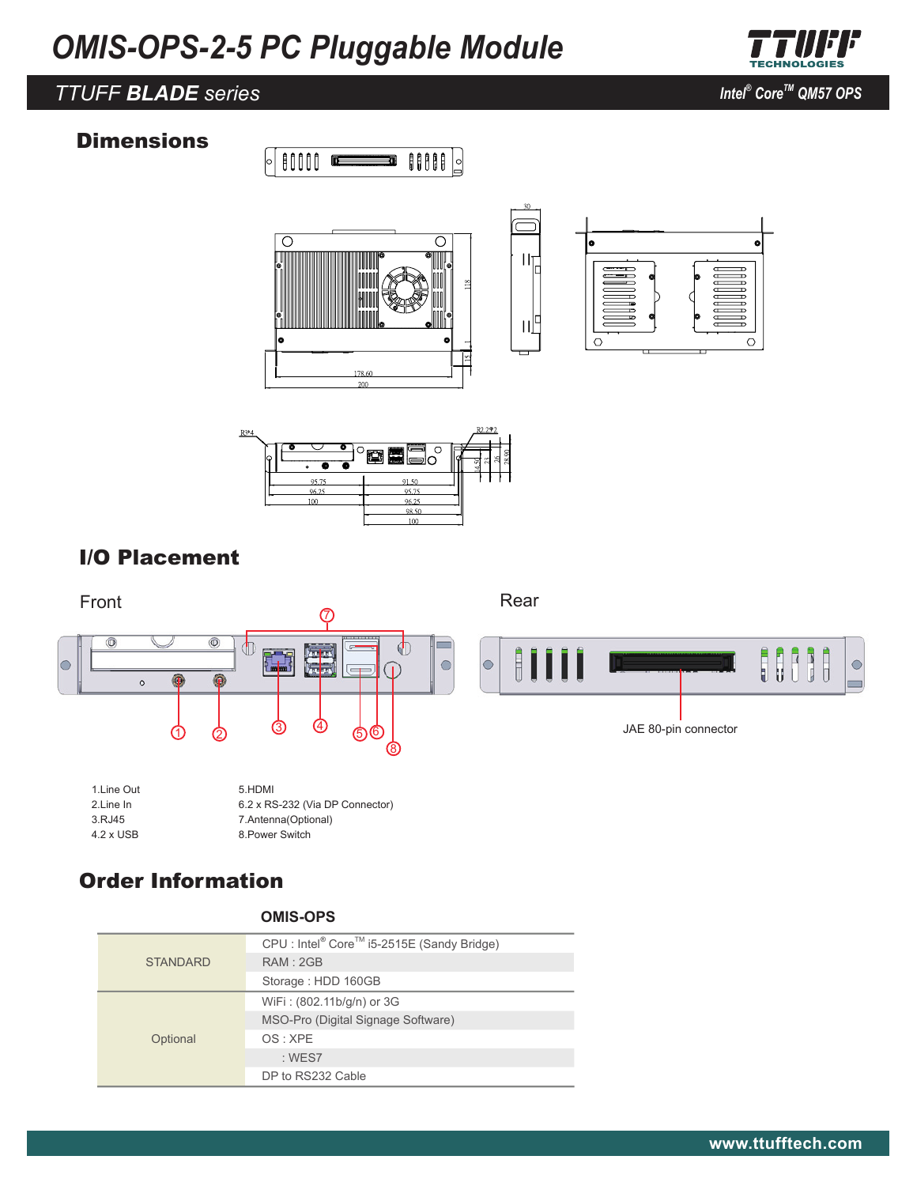# OMIS-OPS-2-5 PC Pluggable Module

TTUFF **BLADE** series

Intel® Core™ QM57 OPS

## Dimensions

30

118

15.1

178.60

200

R3*4

R2.2*2

95.75

96.25

100

91.50

95.75

96.25

98.50

100

14.50

21

26

28.90

## I/O Placement

Front

Rear

JAE 80-pin connector

1.Line Out
2.Line In
3.RJ45
4.2 x USB
5.HDMI
6.2 x RS-232 (Via DP Connector)
7.Antenna(Optional)
8.Power Switch

## Order Information

| | OMIS-OPS |
|---|---|
| STANDARD | CPU : Intel® Core™ i5-2515E (Sandy Bridge) |
| | RAM : 2GB |
| | Storage : HDD 160GB |
| Optional | WiFi : (802.11b/g/n) or 3G |
| | MSO-Pro (Digital Signage Software) |
| | OS : XPE |
| | : WES7 |
| | DP to RS232 Cable |

www.ttufftech.com